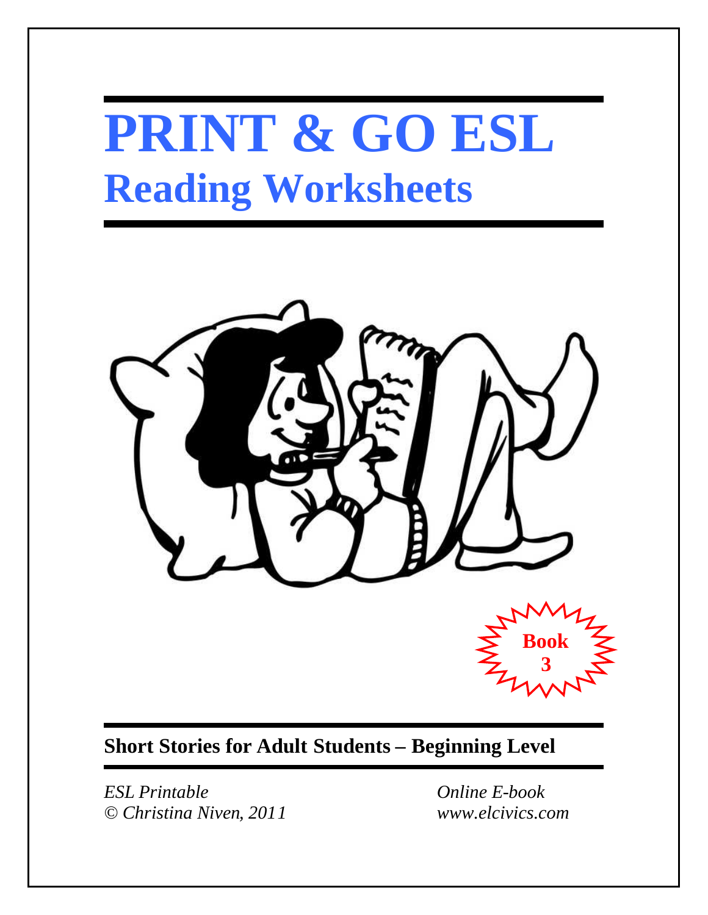# PRINT & GO ESL
## Reading Worksheets

**Book 3**

**Short Stories for Adult Students – Beginning Level**

*ESL Printable*
*© Christina Niven, 2011*

*Online E-book*
*www.elcivics.com*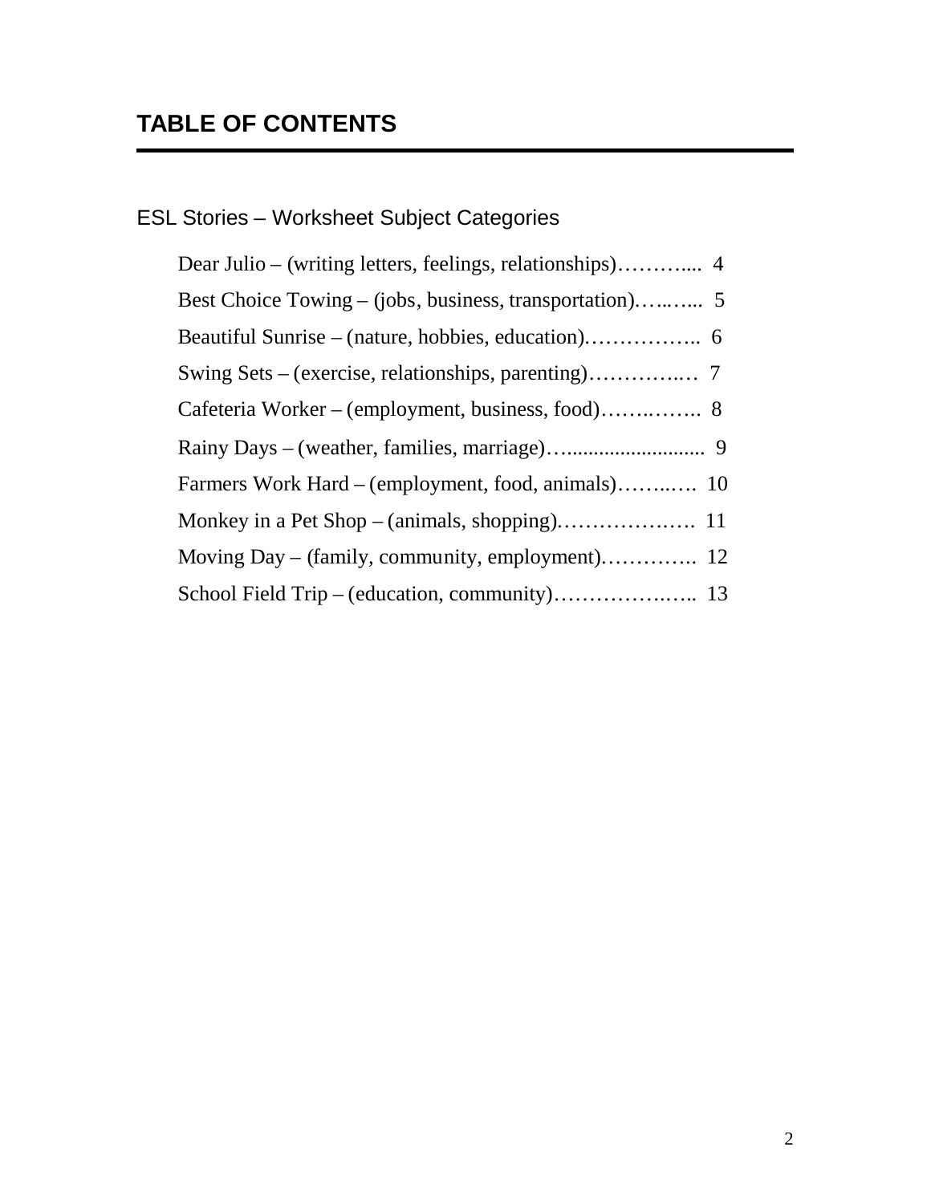## TABLE OF CONTENTS

ESL Stories – Worksheet Subject Categories

- Dear Julio – (writing letters, feelings, relationships)……….... 4
- Best Choice Towing – (jobs, business, transportation)…..….... 5
- Beautiful Sunrise – (nature, hobbies, education)…………….. 6
- Swing Sets – (exercise, relationships, parenting)…………..… 7
- Cafeteria Worker – (employment, business, food)…….…….. 8
- Rainy Days – (weather, families, marriage)…......................... 9
- Farmers Work Hard – (employment, food, animals)……..…. 10
- Monkey in a Pet Shop – (animals, shopping)……………..…. 11
- Moving Day – (family, community, employment)………….. 12
- School Field Trip – (education, community)……………..….. 13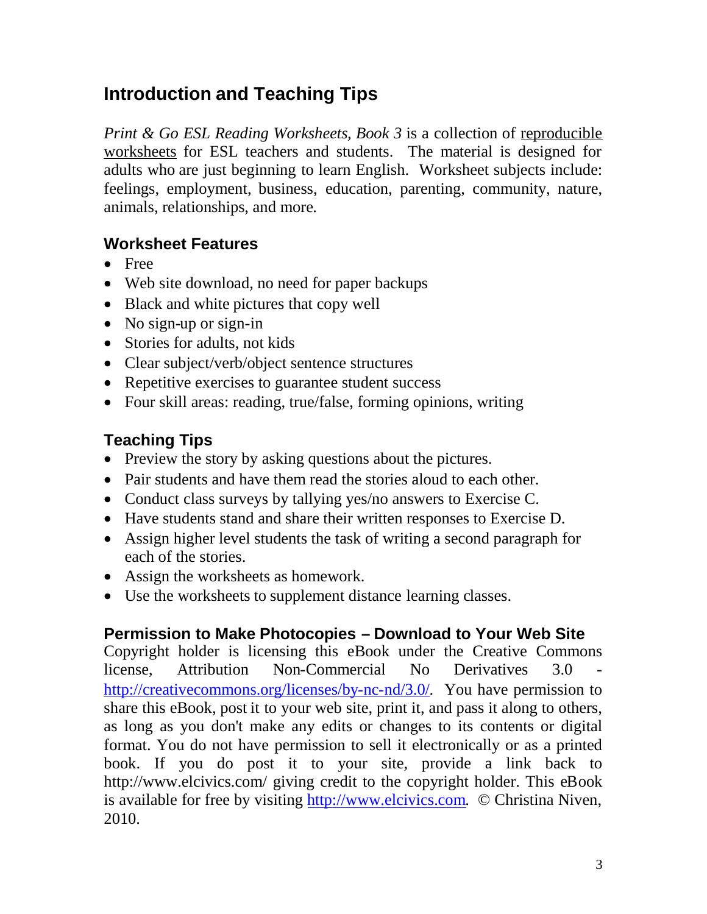## Introduction and Teaching Tips

*Print & Go ESL Reading Worksheets, Book 3* is a collection of reproducible worksheets for ESL teachers and students. The material is designed for adults who are just beginning to learn English. Worksheet subjects include: feelings, employment, business, education, parenting, community, nature, animals, relationships, and more.

### Worksheet Features

- Free
- Web site download, no need for paper backups
- Black and white pictures that copy well
- No sign-up or sign-in
- Stories for adults, not kids
- Clear subject/verb/object sentence structures
- Repetitive exercises to guarantee student success
- Four skill areas: reading, true/false, forming opinions, writing

### Teaching Tips

- Preview the story by asking questions about the pictures.
- Pair students and have them read the stories aloud to each other.
- Conduct class surveys by tallying yes/no answers to Exercise C.
- Have students stand and share their written responses to Exercise D.
- Assign higher level students the task of writing a second paragraph for each of the stories.
- Assign the worksheets as homework.
- Use the worksheets to supplement distance learning classes.

### Permission to Make Photocopies – Download to Your Web Site

Copyright holder is licensing this eBook under the Creative Commons license, Attribution Non-Commercial No Derivatives 3.0 - http://creativecommons.org/licenses/by-nc-nd/3.0/. You have permission to share this eBook, post it to your web site, print it, and pass it along to others, as long as you don't make any edits or changes to its contents or digital format. You do not have permission to sell it electronically or as a printed book. If you do post it to your site, provide a link back to http://www.elcivics.com/ giving credit to the copyright holder. This eBook is available for free by visiting http://www.elcivics.com. © Christina Niven, 2010.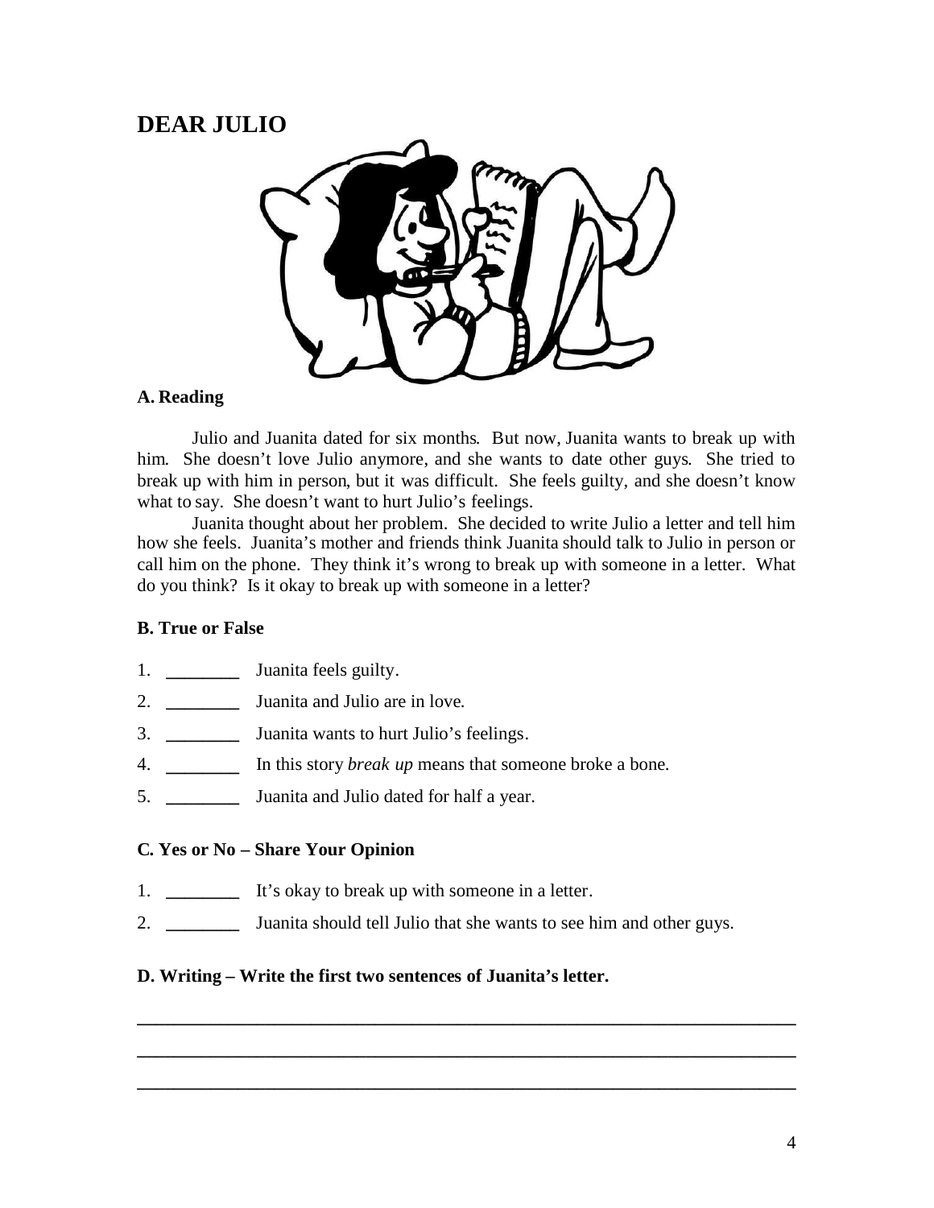# DEAR JULIO

### A. Reading

Julio and Juanita dated for six months. But now, Juanita wants to break up with him. She doesn't love Julio anymore, and she wants to date other guys. She tried to break up with him in person, but it was difficult. She feels guilty, and she doesn't know what to say. She doesn't want to hurt Julio's feelings.

Juanita thought about her problem. She decided to write Julio a letter and tell him how she feels. Juanita's mother and friends think Juanita should talk to Julio in person or call him on the phone. They think it's wrong to break up with someone in a letter. What do you think? Is it okay to break up with someone in a letter?

### B. True or False

1. ________ Juanita feels guilty.
2. ________ Juanita and Julio are in love.
3. ________ Juanita wants to hurt Julio's feelings.
4. ________ In this story *break up* means that someone broke a bone.
5. ________ Juanita and Julio dated for half a year.

### C. Yes or No – Share Your Opinion

1. ________ It's okay to break up with someone in a letter.
2. ________ Juanita should tell Julio that she wants to see him and other guys.

### D. Writing – Write the first two sentences of Juanita's letter.

______________________________________________________________________

______________________________________________________________________

______________________________________________________________________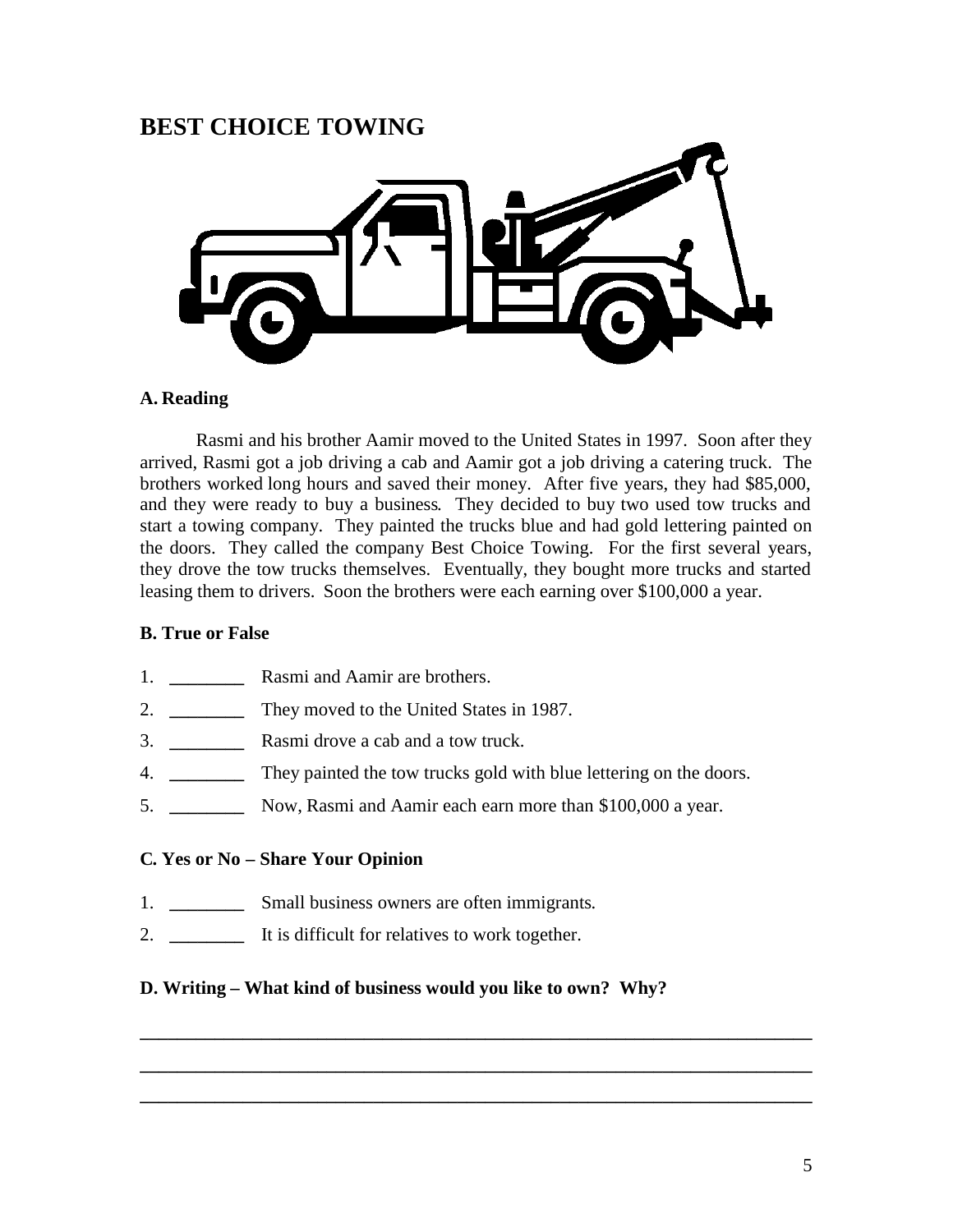# BEST CHOICE TOWING

**A. Reading**

Rasmi and his brother Aamir moved to the United States in 1997. Soon after they arrived, Rasmi got a job driving a cab and Aamir got a job driving a catering truck. The brothers worked long hours and saved their money. After five years, they had $85,000, and they were ready to buy a business. They decided to buy two used tow trucks and start a towing company. They painted the trucks blue and had gold lettering painted on the doors. They called the company Best Choice Towing. For the first several years, they drove the tow trucks themselves. Eventually, they bought more trucks and started leasing them to drivers. Soon the brothers were each earning over $100,000 a year.

**B. True or False**

1. ________ Rasmi and Aamir are brothers.
2. ________ They moved to the United States in 1987.
3. ________ Rasmi drove a cab and a tow truck.
4. ________ They painted the tow trucks gold with blue lettering on the doors.
5. ________ Now, Rasmi and Aamir each earn more than $100,000 a year.

**C. Yes or No – Share Your Opinion**

1. ________ Small business owners are often immigrants.
2. ________ It is difficult for relatives to work together.

**D. Writing – What kind of business would you like to own? Why?**

______________________________________________________________________

______________________________________________________________________

______________________________________________________________________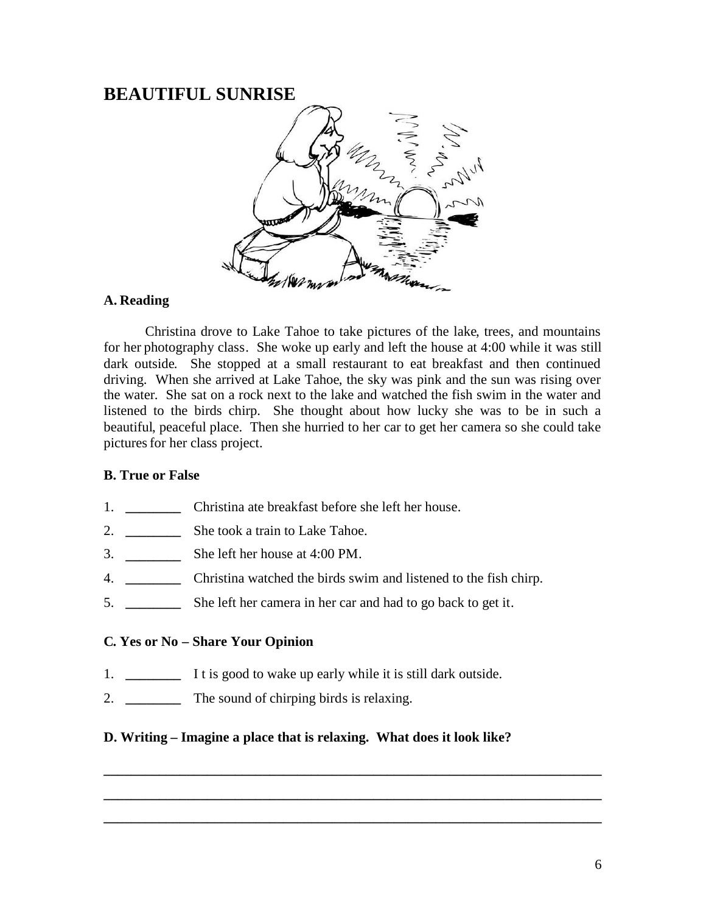# BEAUTIFUL SUNRISE

### A. Reading

Christina drove to Lake Tahoe to take pictures of the lake, trees, and mountains for her photography class. She woke up early and left the house at 4:00 while it was still dark outside. She stopped at a small restaurant to eat breakfast and then continued driving. When she arrived at Lake Tahoe, the sky was pink and the sun was rising over the water. She sat on a rock next to the lake and watched the fish swim in the water and listened to the birds chirp. She thought about how lucky she was to be in such a beautiful, peaceful place. Then she hurried to her car to get her camera so she could take pictures for her class project.

### B. True or False

1. ________ Christina ate breakfast before she left her house.
2. ________ She took a train to Lake Tahoe.
3. ________ She left her house at 4:00 PM.
4. ________ Christina watched the birds swim and listened to the fish chirp.
5. ________ She left her camera in her car and had to go back to get it.

### C. Yes or No – Share Your Opinion

1. ________ I t is good to wake up early while it is still dark outside.
2. ________ The sound of chirping birds is relaxing.

### D. Writing – Imagine a place that is relaxing. What does it look like?

______________________________________________________________________

______________________________________________________________________

______________________________________________________________________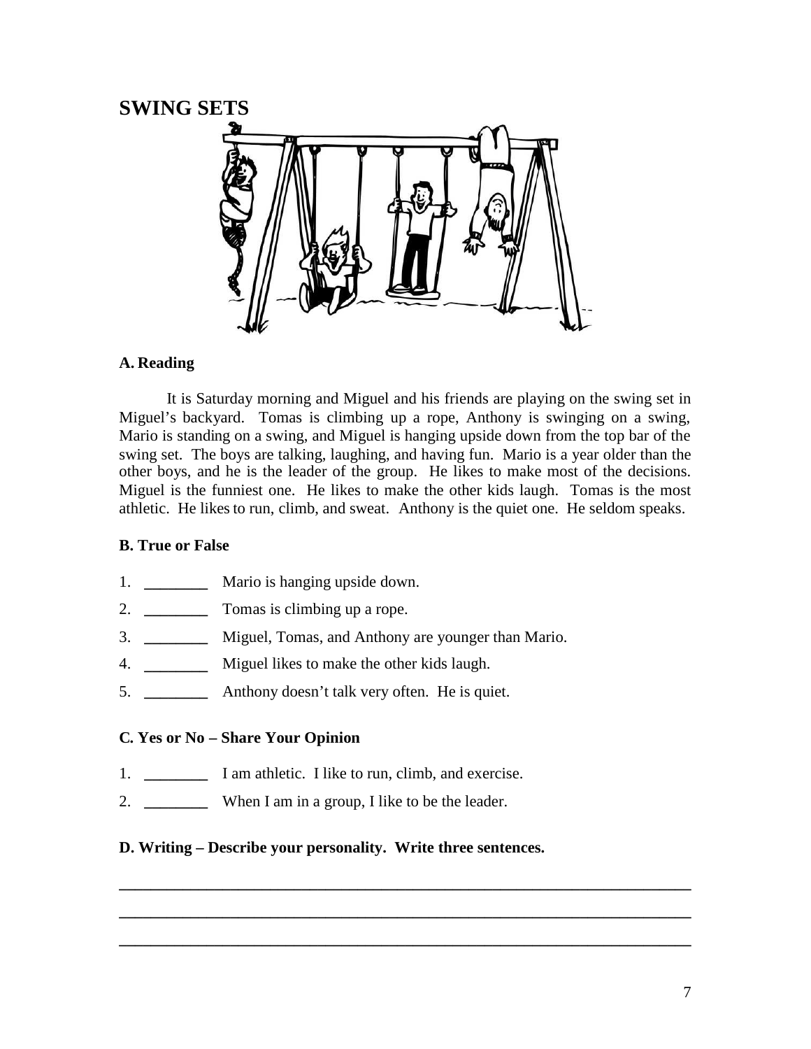# SWING SETS

### A. Reading

It is Saturday morning and Miguel and his friends are playing on the swing set in Miguel's backyard. Tomas is climbing up a rope, Anthony is swinging on a swing, Mario is standing on a swing, and Miguel is hanging upside down from the top bar of the swing set. The boys are talking, laughing, and having fun. Mario is a year older than the other boys, and he is the leader of the group. He likes to make most of the decisions. Miguel is the funniest one. He likes to make the other kids laugh. Tomas is the most athletic. He likes to run, climb, and sweat. Anthony is the quiet one. He seldom speaks.

### B. True or False

1. ________ Mario is hanging upside down.
2. ________ Tomas is climbing up a rope.
3. ________ Miguel, Tomas, and Anthony are younger than Mario.
4. ________ Miguel likes to make the other kids laugh.
5. ________ Anthony doesn't talk very often. He is quiet.

### C. Yes or No – Share Your Opinion

1. ________ I am athletic. I like to run, climb, and exercise.
2. ________ When I am in a group, I like to be the leader.

### D. Writing – Describe your personality. Write three sentences.

______________________________________________________________________

______________________________________________________________________

______________________________________________________________________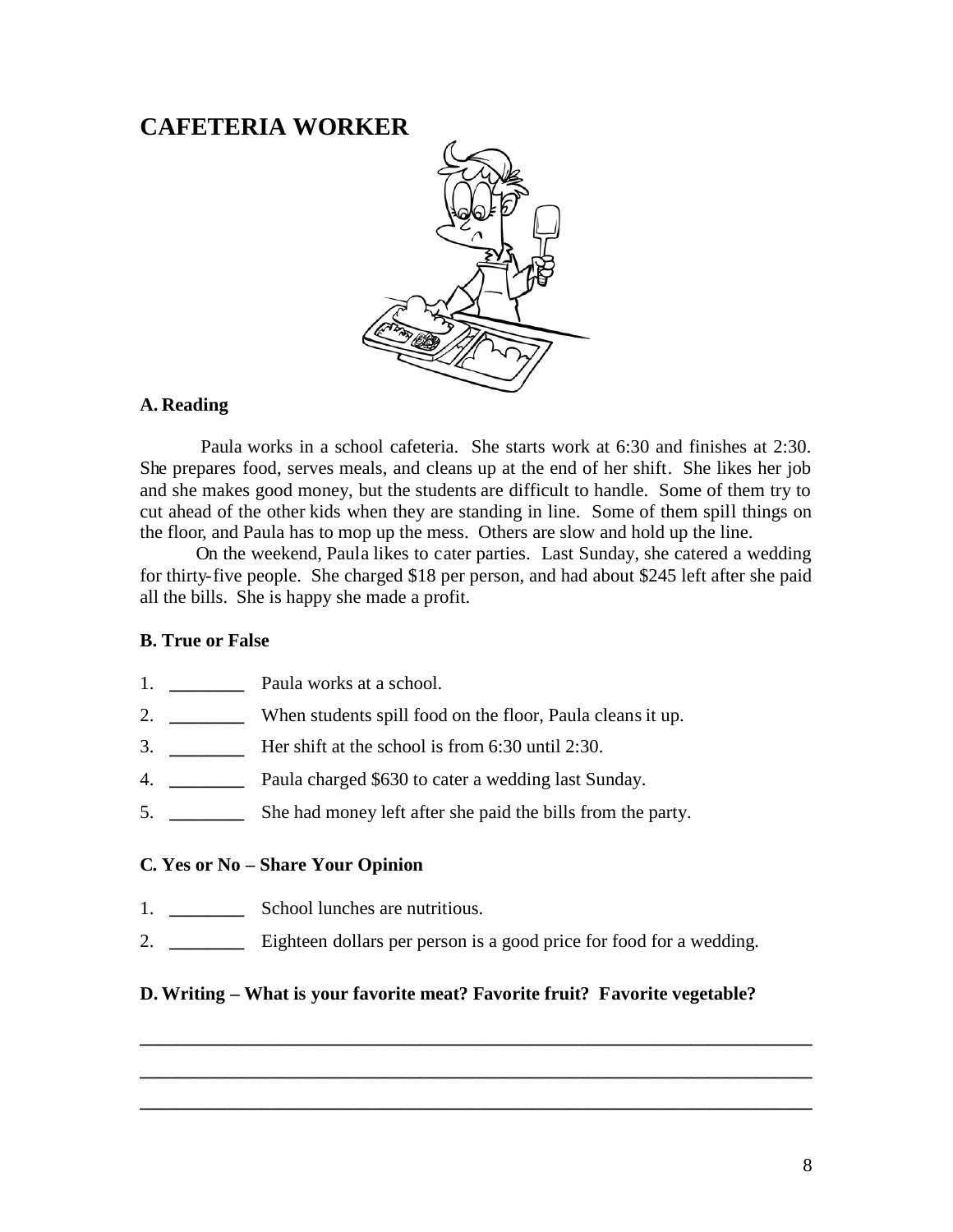# CAFETERIA WORKER

### A. Reading

Paula works in a school cafeteria. She starts work at 6:30 and finishes at 2:30. She prepares food, serves meals, and cleans up at the end of her shift. She likes her job and she makes good money, but the students are difficult to handle. Some of them try to cut ahead of the other kids when they are standing in line. Some of them spill things on the floor, and Paula has to mop up the mess. Others are slow and hold up the line.

On the weekend, Paula likes to cater parties. Last Sunday, she catered a wedding for thirty-five people. She charged $18 per person, and had about $245 left after she paid all the bills. She is happy she made a profit.

### B. True or False

1. ________ Paula works at a school.
2. ________ When students spill food on the floor, Paula cleans it up.
3. ________ Her shift at the school is from 6:30 until 2:30.
4. ________ Paula charged $630 to cater a wedding last Sunday.
5. ________ She had money left after she paid the bills from the party.

### C. Yes or No – Share Your Opinion

1. ________ School lunches are nutritious.
2. ________ Eighteen dollars per person is a good price for food for a wedding.

### D. Writing – What is your favorite meat? Favorite fruit? Favorite vegetable?

______________________________________________________________________

______________________________________________________________________

______________________________________________________________________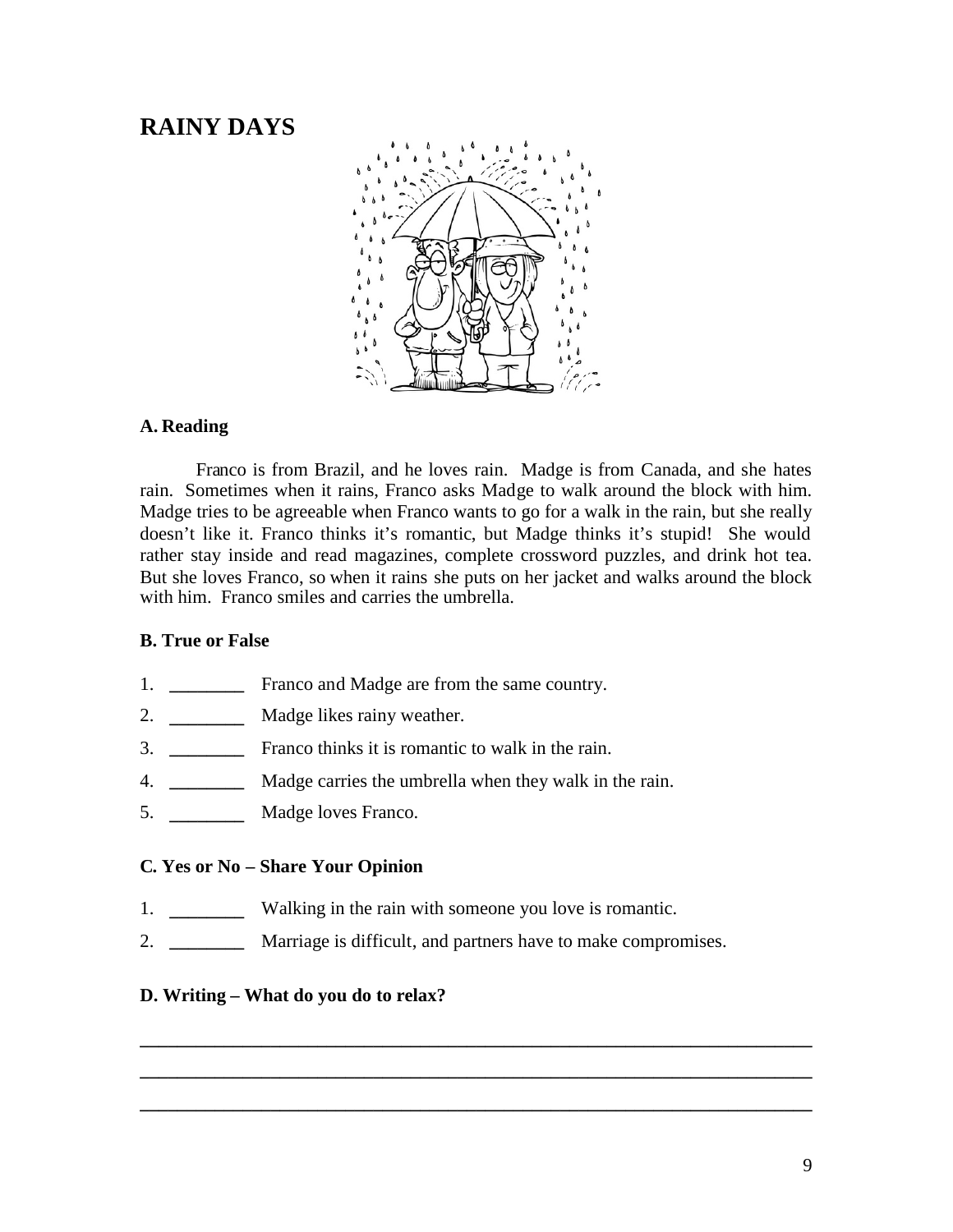# RAINY DAYS

**A. Reading**

Franco is from Brazil, and he loves rain. Madge is from Canada, and she hates rain. Sometimes when it rains, Franco asks Madge to walk around the block with him. Madge tries to be agreeable when Franco wants to go for a walk in the rain, but she really doesn't like it. Franco thinks it's romantic, but Madge thinks it's stupid! She would rather stay inside and read magazines, complete crossword puzzles, and drink hot tea. But she loves Franco, so when it rains she puts on her jacket and walks around the block with him. Franco smiles and carries the umbrella.

**B. True or False**

1. ________ Franco and Madge are from the same country.
2. ________ Madge likes rainy weather.
3. ________ Franco thinks it is romantic to walk in the rain.
4. ________ Madge carries the umbrella when they walk in the rain.
5. ________ Madge loves Franco.

**C. Yes or No – Share Your Opinion**

1. ________ Walking in the rain with someone you love is romantic.
2. ________ Marriage is difficult, and partners have to make compromises.

**D. Writing – What do you do to relax?**

______________________________________________________________________

______________________________________________________________________

______________________________________________________________________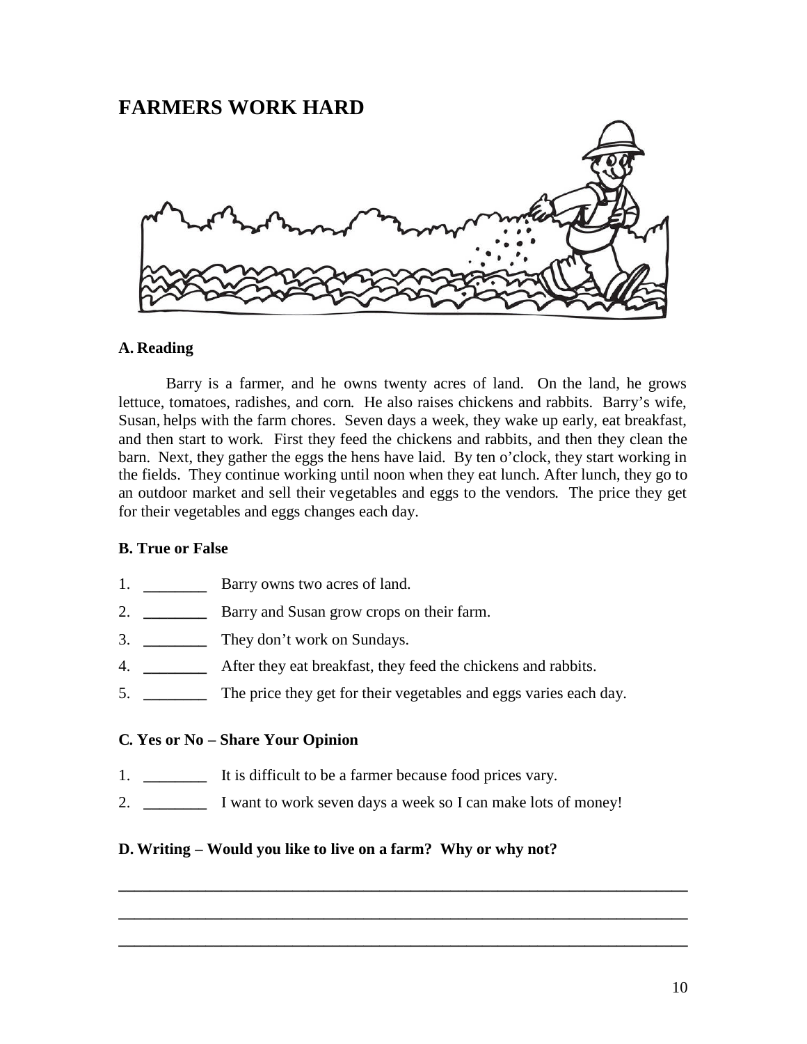# FARMERS WORK HARD

### A. Reading

Barry is a farmer, and he owns twenty acres of land. On the land, he grows lettuce, tomatoes, radishes, and corn. He also raises chickens and rabbits. Barry's wife, Susan, helps with the farm chores. Seven days a week, they wake up early, eat breakfast, and then start to work. First they feed the chickens and rabbits, and then they clean the barn. Next, they gather the eggs the hens have laid. By ten o'clock, they start working in the fields. They continue working until noon when they eat lunch. After lunch, they go to an outdoor market and sell their vegetables and eggs to the vendors. The price they get for their vegetables and eggs changes each day.

### B. True or False

1. ________ Barry owns two acres of land.
2. ________ Barry and Susan grow crops on their farm.
3. ________ They don't work on Sundays.
4. ________ After they eat breakfast, they feed the chickens and rabbits.
5. ________ The price they get for their vegetables and eggs varies each day.

### C. Yes or No – Share Your Opinion

1. ________ It is difficult to be a farmer because food prices vary.
2. ________ I want to work seven days a week so I can make lots of money!

### D. Writing – Would you like to live on a farm? Why or why not?

______________________________________________________________________

______________________________________________________________________

______________________________________________________________________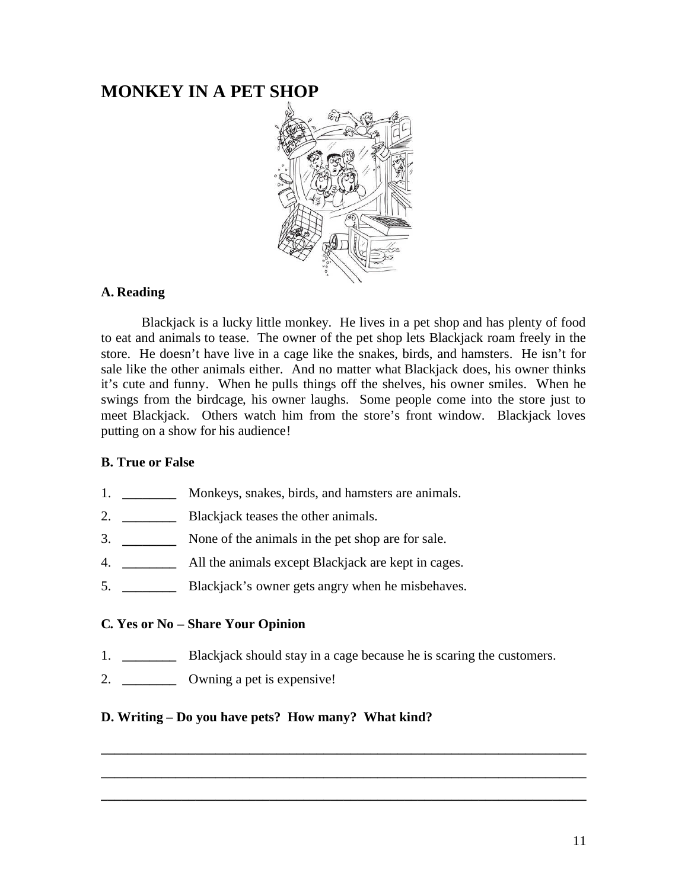# MONKEY IN A PET SHOP

**A. Reading**

Blackjack is a lucky little monkey. He lives in a pet shop and has plenty of food to eat and animals to tease. The owner of the pet shop lets Blackjack roam freely in the store. He doesn't have live in a cage like the snakes, birds, and hamsters. He isn't for sale like the other animals either. And no matter what Blackjack does, his owner thinks it's cute and funny. When he pulls things off the shelves, his owner smiles. When he swings from the birdcage, his owner laughs. Some people come into the store just to meet Blackjack. Others watch him from the store's front window. Blackjack loves putting on a show for his audience!

**B. True or False**

1. ________ Monkeys, snakes, birds, and hamsters are animals.
2. ________ Blackjack teases the other animals.
3. ________ None of the animals in the pet shop are for sale.
4. ________ All the animals except Blackjack are kept in cages.
5. ________ Blackjack's owner gets angry when he misbehaves.

**C. Yes or No – Share Your Opinion**

1. ________ Blackjack should stay in a cage because he is scaring the customers.
2. ________ Owning a pet is expensive!

**D. Writing – Do you have pets? How many? What kind?**

______________________________________________________________________

______________________________________________________________________

______________________________________________________________________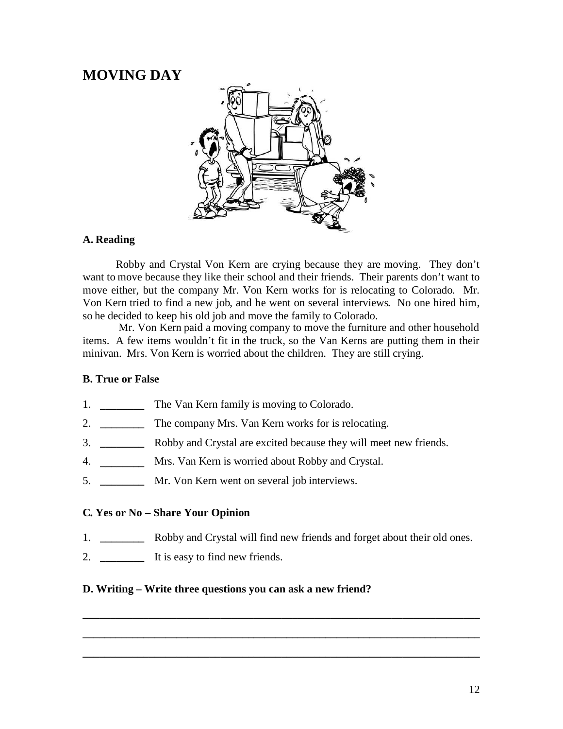# MOVING DAY

### A. Reading

Robby and Crystal Von Kern are crying because they are moving. They don't want to move because they like their school and their friends. Their parents don't want to move either, but the company Mr. Von Kern works for is relocating to Colorado. Mr. Von Kern tried to find a new job, and he went on several interviews. No one hired him, so he decided to keep his old job and move the family to Colorado.

Mr. Von Kern paid a moving company to move the furniture and other household items. A few items wouldn't fit in the truck, so the Van Kerns are putting them in their minivan. Mrs. Von Kern is worried about the children. They are still crying.

### B. True or False

1. ________ The Van Kern family is moving to Colorado.
2. ________ The company Mrs. Van Kern works for is relocating.
3. ________ Robby and Crystal are excited because they will meet new friends.
4. ________ Mrs. Van Kern is worried about Robby and Crystal.
5. ________ Mr. Von Kern went on several job interviews.

### C. Yes or No – Share Your Opinion

1. ________ Robby and Crystal will find new friends and forget about their old ones.
2. ________ It is easy to find new friends.

### D. Writing – Write three questions you can ask a new friend?

______________________________________________________________________

______________________________________________________________________

______________________________________________________________________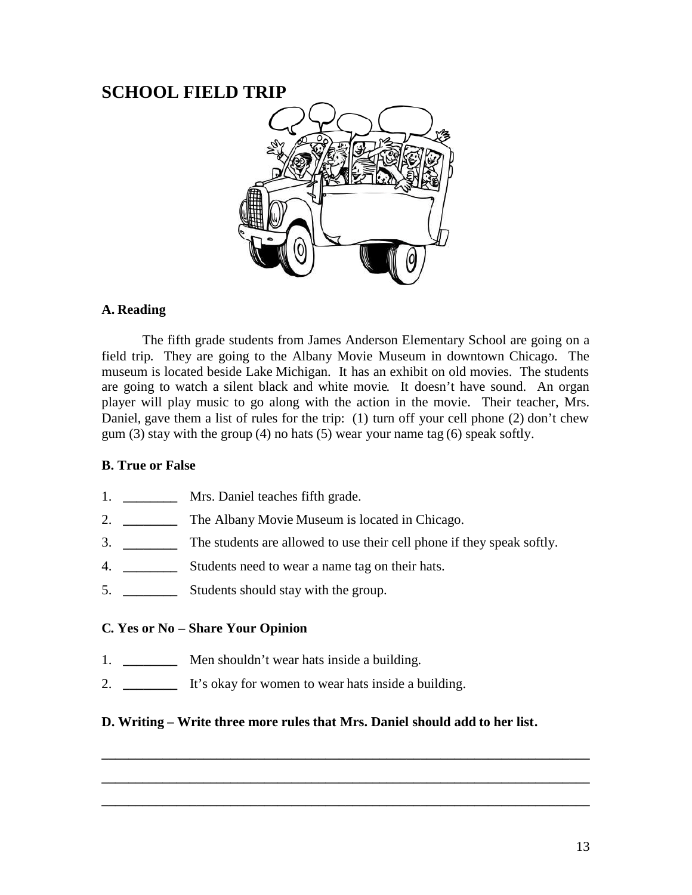# SCHOOL FIELD TRIP

### A. Reading

The fifth grade students from James Anderson Elementary School are going on a field trip. They are going to the Albany Movie Museum in downtown Chicago. The museum is located beside Lake Michigan. It has an exhibit on old movies. The students are going to watch a silent black and white movie. It doesn't have sound. An organ player will play music to go along with the action in the movie. Their teacher, Mrs. Daniel, gave them a list of rules for the trip: (1) turn off your cell phone (2) don't chew gum (3) stay with the group (4) no hats (5) wear your name tag (6) speak softly.

### B. True or False

1. ________ Mrs. Daniel teaches fifth grade.
2. ________ The Albany Movie Museum is located in Chicago.
3. ________ The students are allowed to use their cell phone if they speak softly.
4. ________ Students need to wear a name tag on their hats.
5. ________ Students should stay with the group.

### C. Yes or No – Share Your Opinion

1. ________ Men shouldn't wear hats inside a building.
2. ________ It's okay for women to wear hats inside a building.

### D. Writing – Write three more rules that Mrs. Daniel should add to her list.

______________________________________________________________________

______________________________________________________________________

______________________________________________________________________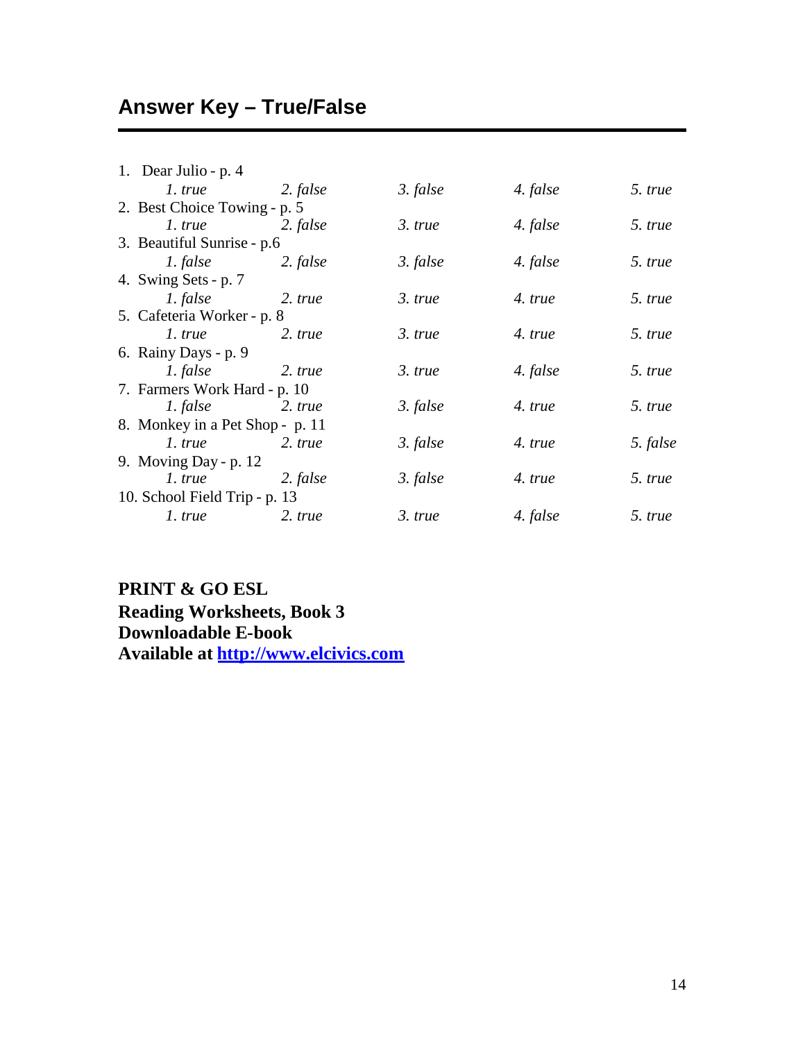## Answer Key – True/False

1. Dear Julio - p. 4
   *1. true* *2. false* *3. false* *4. false* *5. true*
2. Best Choice Towing - p. 5
   *1. true* *2. false* *3. true* *4. false* *5. true*
3. Beautiful Sunrise - p.6
   *1. false* *2. false* *3. false* *4. false* *5. true*
4. Swing Sets - p. 7
   *1. false* *2. true* *3. true* *4. true* *5. true*
5. Cafeteria Worker - p. 8
   *1. true* *2. true* *3. true* *4. true* *5. true*
6. Rainy Days - p. 9
   *1. false* *2. true* *3. true* *4. false* *5. true*
7. Farmers Work Hard - p. 10
   *1. false* *2. true* *3. false* *4. true* *5. true*
8. Monkey in a Pet Shop - p. 11
   *1. true* *2. true* *3. false* *4. true* *5. false*
9. Moving Day - p. 12
   *1. true* *2. false* *3. false* *4. true* *5. true*
10. School Field Trip - p. 13
    *1. true* *2. true* *3. true* *4. false* *5. true*

**PRINT & GO ESL**
**Reading Worksheets, Book 3**
**Downloadable E-book**
**Available at http://www.elcivics.com**